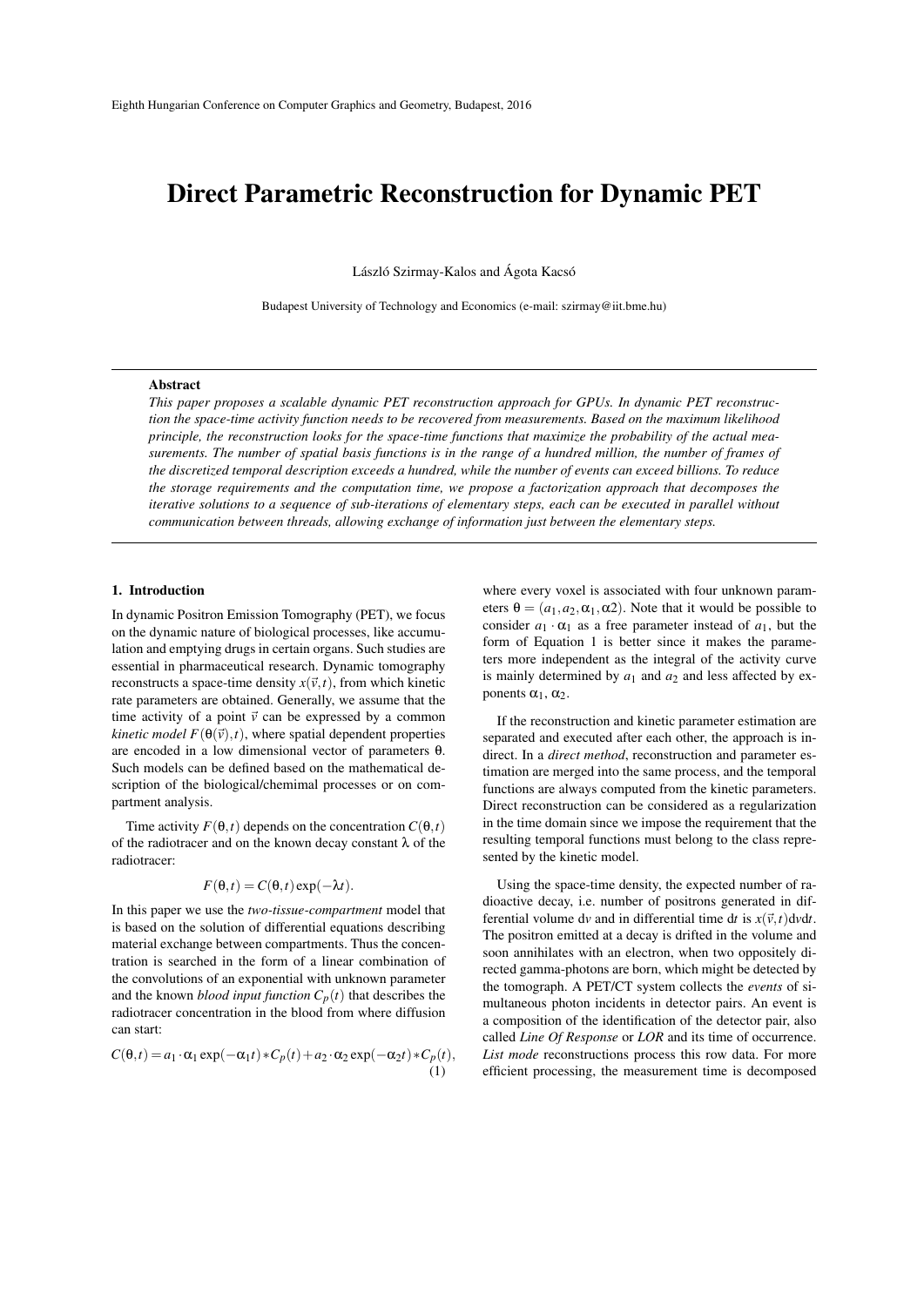# Direct Parametric Reconstruction for Dynamic PET

László Szirmay-Kalos and Ágota Kacsó

Budapest University of Technology and Economics (e-mail: szirmay@iit.bme.hu)

### Abstract

*This paper proposes a scalable dynamic PET reconstruction approach for GPUs. In dynamic PET reconstruction the space-time activity function needs to be recovered from measurements. Based on the maximum likelihood principle, the reconstruction looks for the space-time functions that maximize the probability of the actual measurements. The number of spatial basis functions is in the range of a hundred million, the number of frames of the discretized temporal description exceeds a hundred, while the number of events can exceed billions. To reduce the storage requirements and the computation time, we propose a factorization approach that decomposes the iterative solutions to a sequence of sub-iterations of elementary steps, each can be executed in parallel without communication between threads, allowing exchange of information just between the elementary steps.*

## 1. Introduction

In dynamic Positron Emission Tomography (PET), we focus on the dynamic nature of biological processes, like accumulation and emptying drugs in certain organs. Such studies are essential in pharmaceutical research. Dynamic tomography reconstructs a space-time density $x(\vec{v},t)$, from which kinetic rate parameters are obtained. Generally, we assume that the time activity of a point $\vec{v}$ can be expressed by a common *kinetic model* $F(\theta(\vec{v}),t)$, where spatial dependent properties are encoded in a low dimensional vector of parameters $\theta$. Such models can be defined based on the mathematical description of the biological/chemimal processes or on compartment analysis.

Time activity $F(\theta,t)$ depends on the concentration $C(\theta,t)$ of the radiotracer and on the known decay constant $\lambda$ of the radiotracer:

$$F(\theta,t) = C(\theta,t)\exp(-\lambda t).$$

In this paper we use the *two-tissue-compartment* model that is based on the solution of differential equations describing material exchange between compartments. Thus the concentration is searched in the form of a linear combination of the convolutions of an exponential with unknown parameter and the known *blood input function* $C_p(t)$ that describes the radiotracer concentration in the blood from where diffusion can start:

$$C(\theta,t) = a_1 \cdot \alpha_1 \exp(-\alpha_1 t) * C_p(t) + a_2 \cdot \alpha_2 \exp(-\alpha_2 t) * C_p(t), \quad (1)$$

where every voxel is associated with four unknown parameters $\theta = (a_1, a_2, \alpha_1, \alpha 2)$. Note that it would be possible to consider $a_1 \cdot \alpha_1$ as a free parameter instead of $a_1$, but the form of Equation 1 is better since it makes the parameters more independent as the integral of the activity curve is mainly determined by $a_1$ and $a_2$ and less affected by exponents $\alpha_1$, $\alpha_2$.

If the reconstruction and kinetic parameter estimation are separated and executed after each other, the approach is indirect. In a *direct method*, reconstruction and parameter estimation are merged into the same process, and the temporal functions are always computed from the kinetic parameters. Direct reconstruction can be considered as a regularization in the time domain since we impose the requirement that the resulting temporal functions must belong to the class represented by the kinetic model.

Using the space-time density, the expected number of radioactive decay, i.e. number of positrons generated in differential volume $dv$ and in differential time $dt$ is $x(\vec{v},t)dvdt$. The positron emitted at a decay is drifted in the volume and soon annihilates with an electron, when two oppositely directed gamma-photons are born, which might be detected by the tomograph. A PET/CT system collects the *events* of simultaneous photon incidents in detector pairs. An event is a composition of the identification of the detector pair, also called *Line Of Response* or *LOR* and its time of occurrence. *List mode* reconstructions process this row data. For more efficient processing, the measurement time is decomposed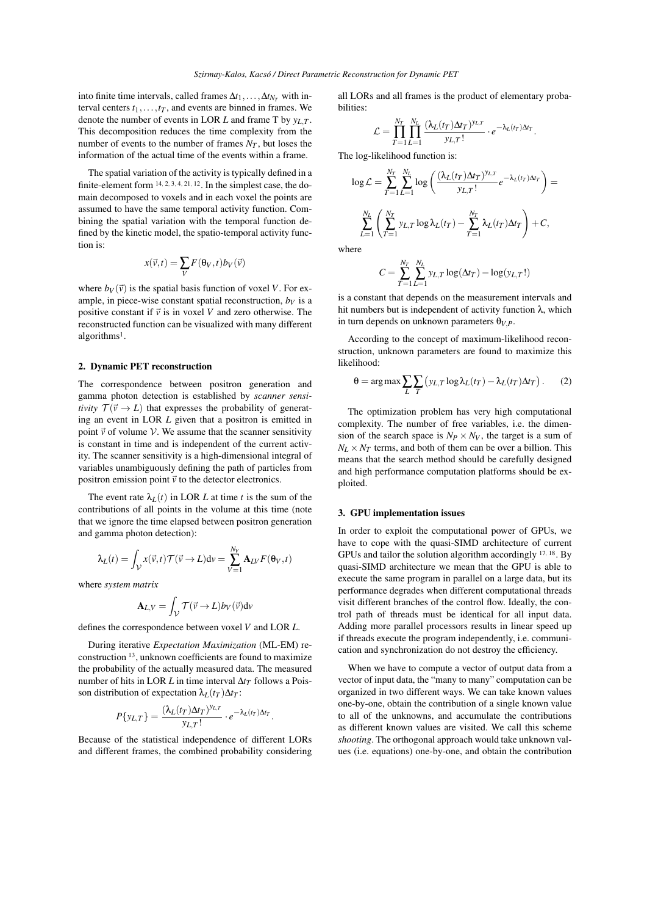into finite time intervals, called frames $\Delta t_1, \ldots, \Delta t_{N_T}$ with interval centers $t_1, \ldots, t_T$, and events are binned in frames. We denote the number of events in LOR $L$ and frame T by $y_{L,T}$. This decomposition reduces the time complexity from the number of events to the number of frames $N_T$, but loses the information of the actual time of the events within a frame.

The spatial variation of the activity is typically defined in a finite-element form [14, 2, 3, 4, 21, 12]. In the simplest case, the domain decomposed to voxels and in each voxel the points are assumed to have the same temporal activity function. Combining the spatial variation with the temporal function defined by the kinetic model, the spatio-temporal activity function is:

$$x(\vec{v}, t) = \sum_V F(\theta_V, t) b_V(\vec{v})$$

where $b_V(\vec{v})$ is the spatial basis function of voxel $V$. For example, in piece-wise constant spatial reconstruction, $b_V$ is a positive constant if $\vec{v}$ is in voxel $V$ and zero otherwise. The reconstructed function can be visualized with many different algorithms[1].

## 2. Dynamic PET reconstruction

The correspondence between positron generation and gamma photon detection is established by *scanner sensitivity* $\mathcal{T}(\vec{v} \to L)$ that expresses the probability of generating an event in LOR $L$ given that a positron is emitted in point $\vec{v}$ of volume $\mathcal{V}$. We assume that the scanner sensitivity is constant in time and is independent of the current activity. The scanner sensitivity is a high-dimensional integral of variables unambiguously defining the path of particles from positron emission point $\vec{v}$ to the detector electronics.

The event rate $\lambda_L(t)$ in LOR $L$ at time $t$ is the sum of the contributions of all points in the volume at this time (note that we ignore the time elapsed between positron generation and gamma photon detection):

$$\lambda_L(t) = \int_{\mathcal{V}} x(\vec{v}, t) \mathcal{T}(\vec{v} \to L) \mathrm{d}v = \sum_{V=1}^{N_V} \mathbf{A}_{LV} F(\theta_V, t)$$

where *system matrix*

$$\mathbf{A}_{L,V} = \int_{\mathcal{V}} \mathcal{T}(\vec{v} \to L) b_V(\vec{v}) \mathrm{d}v$$

defines the correspondence between voxel $V$ and LOR $L$.

During iterative *Expectation Maximization* (ML-EM) reconstruction [13], unknown coefficients are found to maximize the probability of the actually measured data. The measured number of hits in LOR $L$ in time interval $\Delta t_T$ follows a Poisson distribution of expectation $\lambda_L(t_T)\Delta t_T$:

$$P\{y_{L,T}\} = \frac{(\lambda_L(t_T)\Delta t_T)^{y_{L,T}}}{y_{L,T}!} \cdot e^{-\lambda_L(t_T)\Delta t_T}.$$

Because of the statistical independence of different LORs and different frames, the combined probability considering all LORs and all frames is the product of elementary probabilities:

$$\mathcal{L} = \prod_{T=1}^{N_T} \prod_{L=1}^{N_L} \frac{(\lambda_L(t_T)\Delta t_T)^{y_{L,T}}}{y_{L,T}!} \cdot e^{-\lambda_L(t_T)\Delta t_T}.$$

The log-likelihood function is:

$$\log \mathcal{L} = \sum_{T=1}^{N_T} \sum_{L=1}^{N_L} \log \left( \frac{(\lambda_L(t_T)\Delta t_T)^{y_{L,T}}}{y_{L,T}!} e^{-\lambda_L(t_T)\Delta t_T} \right) =$$

$$\sum_{L=1}^{N_L} \left( \sum_{T=1}^{N_T} y_{L,T} \log \lambda_L(t_T) - \sum_{T=1}^{N_T} \lambda_L(t_T)\Delta t_T \right) + C,$$

where

$$C = \sum_{T=1}^{N_T} \sum_{L=1}^{N_L} y_{L,T} \log(\Delta t_T) - \log(y_{L,T}!)$$

is a constant that depends on the measurement intervals and hit numbers but is independent of activity function $\lambda$, which in turn depends on unknown parameters $\theta_{V,P}$.

According to the concept of maximum-likelihood reconstruction, unknown parameters are found to maximize this likelihood:

$$\theta = \arg\max \sum_L \sum_T \left( y_{L,T} \log \lambda_L(t_T) - \lambda_L(t_T)\Delta t_T \right). \qquad (2)$$

The optimization problem has very high computational complexity. The number of free variables, i.e. the dimension of the search space is $N_P \times N_V$, the target is a sum of $N_L \times N_T$ terms, and both of them can be over a billion. This means that the search method should be carefully designed and high performance computation platforms should be exploited.

## 3. GPU implementation issues

In order to exploit the computational power of GPUs, we have to cope with the quasi-SIMD architecture of current GPUs and tailor the solution algorithm accordingly [17, 18]. By quasi-SIMD architecture we mean that the GPU is able to execute the same program in parallel on a large data, but its performance degrades when different computational threads visit different branches of the control flow. Ideally, the control path of threads must be identical for all input data. Adding more parallel processors results in linear speed up if threads execute the program independently, i.e. communication and synchronization do not destroy the efficiency.

When we have to compute a vector of output data from a vector of input data, the "many to many" computation can be organized in two different ways. We can take known values one-by-one, obtain the contribution of a single known value to all of the unknowns, and accumulate the contributions as different known values are visited. We call this scheme *shooting*. The orthogonal approach would take unknown values (i.e. equations) one-by-one, and obtain the contribution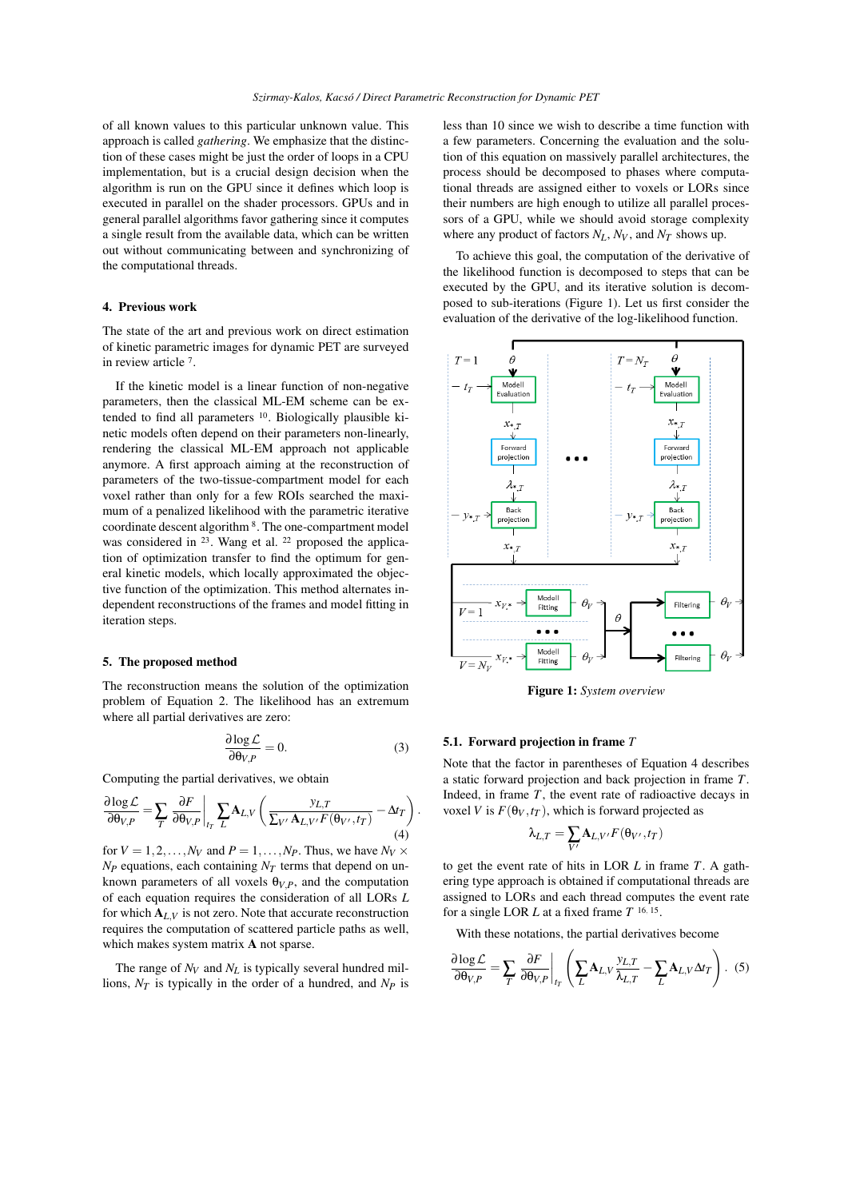of all known values to this particular unknown value. This approach is called *gathering*. We emphasize that the distinction of these cases might be just the order of loops in a CPU implementation, but is a crucial design decision when the algorithm is run on the GPU since it defines which loop is executed in parallel on the shader processors. GPUs and in general parallel algorithms favor gathering since it computes a single result from the available data, which can be written out without communicating between and synchronizing of the computational threads.

## 4. Previous work

The state of the art and previous work on direct estimation of kinetic parametric images for dynamic PET are surveyed in review article [7].

If the kinetic model is a linear function of non-negative parameters, then the classical ML-EM scheme can be extended to find all parameters [10]. Biologically plausible kinetic models often depend on their parameters non-linearly, rendering the classical ML-EM approach not applicable anymore. A first approach aiming at the reconstruction of parameters of the two-tissue-compartment model for each voxel rather than only for a few ROIs searched the maximum of a penalized likelihood with the parametric iterative coordinate descent algorithm [8]. The one-compartment model was considered in [23]. Wang et al. [22] proposed the application of optimization transfer to find the optimum for general kinetic models, which locally approximated the objective function of the optimization. This method alternates independent reconstructions of the frames and model fitting in iteration steps.

## 5. The proposed method

The reconstruction means the solution of the optimization problem of Equation 2. The likelihood has an extremum where all partial derivatives are zero:

$$\frac{\partial \log \mathcal{L}}{\partial \theta_{V,P}} = 0. \quad (3)$$

Computing the partial derivatives, we obtain

$$\frac{\partial \log \mathcal{L}}{\partial \theta_{V,P}} = \sum_T \left.\frac{\partial F}{\partial \theta_{V,P}}\right|_{t_T} \sum_L \mathbf{A}_{L,V} \left( \frac{y_{L,T}}{\sum_{V'} \mathbf{A}_{L,V'} F(\theta_{V'}, t_T)} - \Delta t_T \right). \quad (4)$$

for $V = 1, 2, \ldots, N_V$ and $P = 1, \ldots, N_P$. Thus, we have $N_V \times N_P$ equations, each containing $N_T$ terms that depend on unknown parameters of all voxels $\theta_{V,P}$, and the computation of each equation requires the consideration of all LORs $L$ for which $\mathbf{A}_{L,V}$ is not zero. Note that accurate reconstruction requires the computation of scattered particle paths as well, which makes system matrix $\mathbf{A}$ not sparse.

The range of $N_V$ and $N_L$ is typically several hundred millions, $N_T$ is typically in the order of a hundred, and $N_P$ is less than 10 since we wish to describe a time function with a few parameters. Concerning the evaluation and the solution of this equation on massively parallel architectures, the process should be decomposed to phases where computational threads are assigned either to voxels or LORs since their numbers are high enough to utilize all parallel processors of a GPU, while we should avoid storage complexity where any product of factors $N_L$, $N_V$, and $N_T$ shows up.

To achieve this goal, the computation of the derivative of the likelihood function is decomposed to steps that can be executed by the GPU, and its iterative solution is decomposed to sub-iterations (Figure 1). Let us first consider the evaluation of the derivative of the log-likelihood function.

**Figure 1:** *System overview*

### 5.1. Forward projection in frame $T$

Note that the factor in parentheses of Equation 4 describes a static forward projection and back projection in frame $T$. Indeed, in frame $T$, the event rate of radioactive decays in voxel $V$ is $F(\theta_V, t_T)$, which is forward projected as

$$\lambda_{L,T} = \sum_{V'} \mathbf{A}_{L,V'} F(\theta_{V'}, t_T)$$

to get the event rate of hits in LOR $L$ in frame $T$. A gathering type approach is obtained if computational threads are assigned to LORs and each thread computes the event rate for a single LOR $L$ at a fixed frame $T$ [16, 15].

With these notations, the partial derivatives become

$$\frac{\partial \log \mathcal{L}}{\partial \theta_{V,P}} = \sum_T \left.\frac{\partial F}{\partial \theta_{V,P}}\right|_{t_T} \left( \sum_L \mathbf{A}_{L,V} \frac{y_{L,T}}{\lambda_{L,T}} - \sum_L \mathbf{A}_{L,V} \Delta t_T \right). \quad (5)$$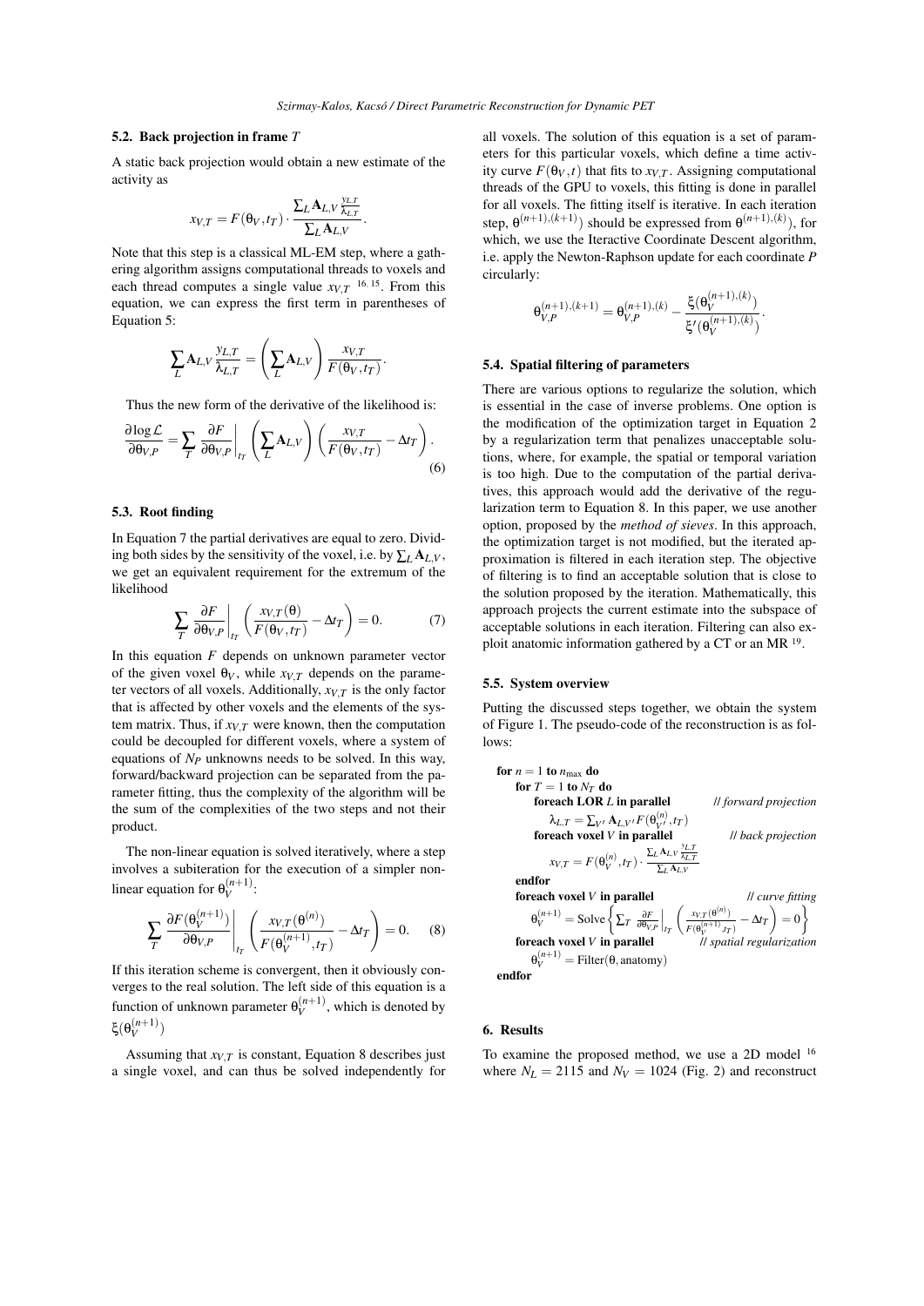### 5.2. Back projection in frame $T$

A static back projection would obtain a new estimate of the activity as

$$x_{V,T} = F(\theta_V, t_T) \cdot \frac{\sum_L \mathbf{A}_{L,V} \frac{y_{L,T}}{\lambda_{L,T}}}{\sum_L \mathbf{A}_{L,V}}.$$

Note that this step is a classical ML-EM step, where a gathering algorithm assigns computational threads to voxels and each thread computes a single value $x_{V,T}$ [16, 15]. From this equation, we can express the first term in parentheses of Equation 5:

$$\sum_L \mathbf{A}_{L,V} \frac{y_{L,T}}{\lambda_{L,T}} = \left( \sum_L \mathbf{A}_{L,V} \right) \frac{x_{V,T}}{F(\theta_V, t_T)}.$$

Thus the new form of the derivative of the likelihood is:

$$\frac{\partial \log \mathcal{L}}{\partial \theta_{V,P}} = \sum_T \left. \frac{\partial F}{\partial \theta_{V,P}} \right|_{t_T} \left( \sum_L \mathbf{A}_{L,V} \right) \left( \frac{x_{V,T}}{F(\theta_V, t_T)} - \Delta t_T \right). \tag{6}$$

### 5.3. Root finding

In Equation 7 the partial derivatives are equal to zero. Dividing both sides by the sensitivity of the voxel, i.e. by $\sum_L \mathbf{A}_{L,V}$, we get an equivalent requirement for the extremum of the likelihood

$$\sum_T \left. \frac{\partial F}{\partial \theta_{V,P}} \right|_{t_T} \left( \frac{x_{V,T}(\theta)}{F(\theta_V, t_T)} - \Delta t_T \right) = 0. \tag{7}$$

In this equation $F$ depends on unknown parameter vector of the given voxel $\theta_V$, while $x_{V,T}$ depends on the parameter vectors of all voxels. Additionally, $x_{V,T}$ is the only factor that is affected by other voxels and the elements of the system matrix. Thus, if $x_{V,T}$ were known, then the computation could be decoupled for different voxels, where a system of equations of $N_P$ unknowns needs to be solved. In this way, forward/backward projection can be separated from the parameter fitting, thus the complexity of the algorithm will be the sum of the complexities of the two steps and not their product.

The non-linear equation is solved iteratively, where a step involves a subiteration for the execution of a simpler non-linear equation for $\theta_V^{(n+1)}$:

$$\sum_T \left. \frac{\partial F(\theta_V^{(n+1)})}{\partial \theta_{V,P}} \right|_{t_T} \left( \frac{x_{V,T}(\theta^{(n)})}{F(\theta_V^{(n+1)}, t_T)} - \Delta t_T \right) = 0. \tag{8}$$

If this iteration scheme is convergent, then it obviously converges to the real solution. The left side of this equation is a function of unknown parameter $\theta_V^{(n+1)}$, which is denoted by $\xi(\theta_V^{(n+1)})$

Assuming that $x_{V,T}$ is constant, Equation 8 describes just a single voxel, and can thus be solved independently for all voxels. The solution of this equation is a set of parameters for this particular voxels, which define a time activity curve $F(\theta_V, t)$ that fits to $x_{V,T}$. Assigning computational threads of the GPU to voxels, this fitting is done in parallel for all voxels. The fitting itself is iterative. In each iteration step, $\theta^{(n+1),(k+1)}$ should be expressed from $\theta^{(n+1),(k)}$, for which, we use the Iteractive Coordinate Descent algorithm, i.e. apply the Newton-Raphson update for each coordinate $P$ circularly:

$$\theta_{V,P}^{(n+1),(k+1)} = \theta_{V,P}^{(n+1),(k)} - \frac{\xi(\theta_V^{(n+1),(k)})}{\xi'(\theta_V^{(n+1),(k)})}.$$

### 5.4. Spatial filtering of parameters

There are various options to regularize the solution, which is essential in the case of inverse problems. One option is the modification of the optimization target in Equation 2 by a regularization term that penalizes unacceptable solutions, where, for example, the spatial or temporal variation is too high. Due to the computation of the partial derivatives, this approach would add the derivative of the regularization term to Equation 8. In this paper, we use another option, proposed by the *method of sieves*. In this approach, the optimization target is not modified, but the iterated approximation is filtered in each iteration step. The objective of filtering is to find an acceptable solution that is close to the solution proposed by the iteration. Mathematically, this approach projects the current estimate into the subspace of acceptable solutions in each iteration. Filtering can also exploit anatomic information gathered by a CT or an MR [19].

### 5.5. System overview

Putting the discussed steps together, we obtain the system of Figure 1. The pseudo-code of the reconstruction is as follows:

**for** $n = 1$ **to** $n_{\max}$ **do**
  **for** $T = 1$ **to** $N_T$ **do**
    **foreach LOR** $L$ **in parallel** // *forward projection*
      $\lambda_{L,T} = \sum_{V'} \mathbf{A}_{L,V'} F(\theta_{V'}^{(n)}, t_T)$
    **foreach voxel** $V$ **in parallel** // *back projection*
      $x_{V,T} = F(\theta_V^{(n)}, t_T) \cdot \frac{\sum_L \mathbf{A}_{L,V} \frac{y_{L,T}}{\lambda_{L,T}}}{\sum_L \mathbf{A}_{L,V}}$
  **endfor**
  **foreach voxel** $V$ **in parallel** // *curve fitting*
    $\theta_V^{(n+1)} = \text{Solve}\left\{ \sum_T \left. \frac{\partial F}{\partial \theta_{V,P}} \right|_{t_T} \left( \frac{x_{V,T}(\theta^{(n)})}{F(\theta_V^{(n+1)}, t_T)} - \Delta t_T \right) = 0 \right\}$
  **foreach voxel** $V$ **in parallel** // *spatial regularization*
    $\theta_V^{(n+1)} = \text{Filter}(\theta, \text{anatomy})$
**endfor**

## 6. Results

To examine the proposed method, we use a 2D model [16] where $N_L = 2115$ and $N_V = 1024$ (Fig. 2) and reconstruct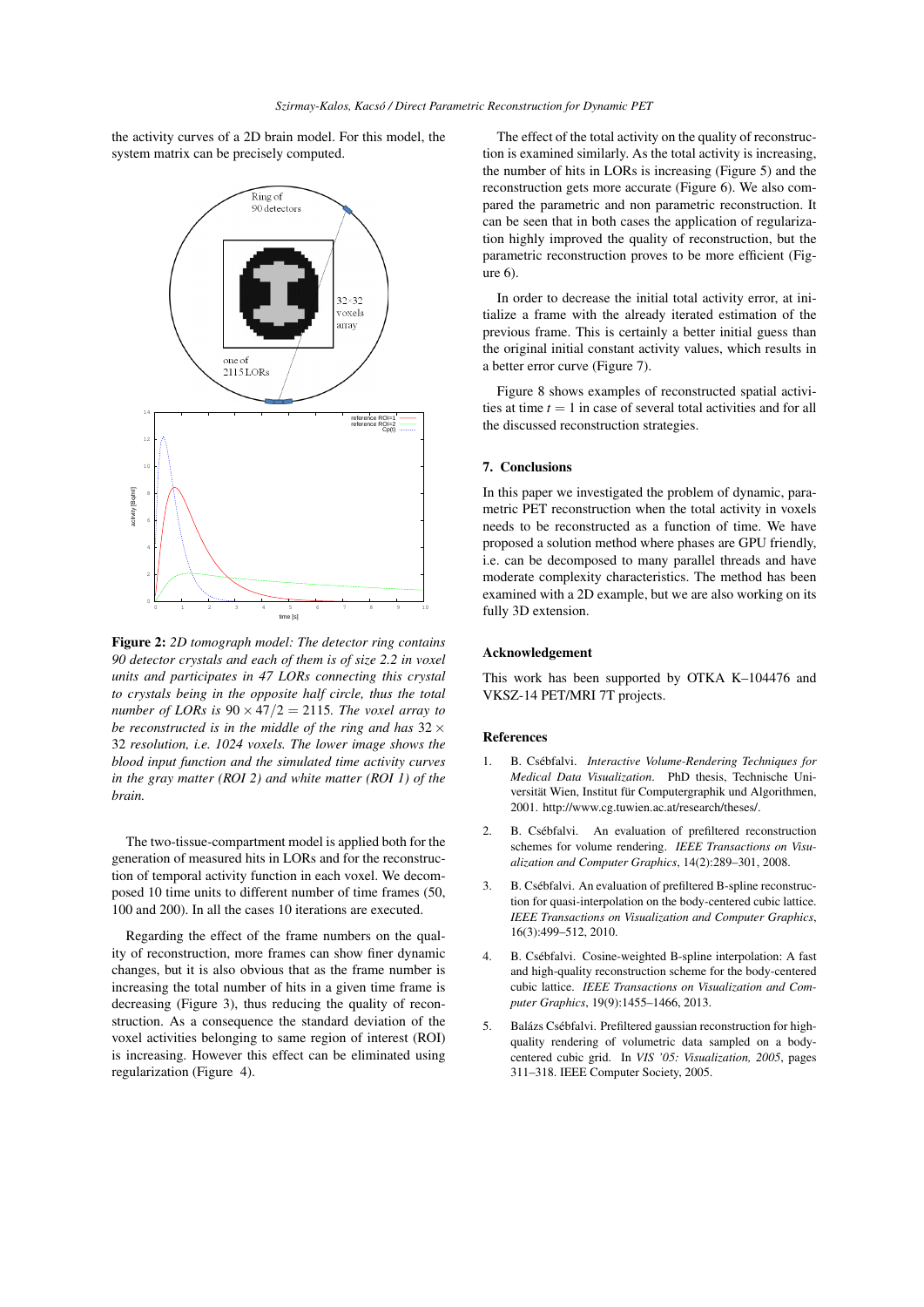the activity curves of a 2D brain model. For this model, the system matrix can be precisely computed.

**Figure 2:** *2D tomograph model: The detector ring contains 90 detector crystals and each of them is of size 2.2 in voxel units and participates in 47 LORs connecting this crystal to crystals being in the opposite half circle, thus the total number of LORs is* $90 \times 47/2 = 2115$*. The voxel array to be reconstructed is in the middle of the ring and has* $32 \times 32$ *resolution, i.e. 1024 voxels. The lower image shows the blood input function and the simulated time activity curves in the gray matter (ROI 2) and white matter (ROI 1) of the brain.*

The two-tissue-compartment model is applied both for the generation of measured hits in LORs and for the reconstruction of temporal activity function in each voxel. We decomposed 10 time units to different number of time frames (50, 100 and 200). In all the cases 10 iterations are executed.

Regarding the effect of the frame numbers on the quality of reconstruction, more frames can show finer dynamic changes, but it is also obvious that as the frame number is increasing the total number of hits in a given time frame is decreasing (Figure 3), thus reducing the quality of reconstruction. As a consequence the standard deviation of the voxel activities belonging to same region of interest (ROI) is increasing. However this effect can be eliminated using regularization (Figure 4).

The effect of the total activity on the quality of reconstruction is examined similarly. As the total activity is increasing, the number of hits in LORs is increasing (Figure 5) and the reconstruction gets more accurate (Figure 6). We also compared the parametric and non parametric reconstruction. It can be seen that in both cases the application of regularization highly improved the quality of reconstruction, but the parametric reconstruction proves to be more efficient (Figure 6).

In order to decrease the initial total activity error, at initialize a frame with the already iterated estimation of the previous frame. This is certainly a better initial guess than the original initial constant activity values, which results in a better error curve (Figure 7).

Figure 8 shows examples of reconstructed spatial activities at time $t = 1$ in case of several total activities and for all the discussed reconstruction strategies.

## 7. Conclusions

In this paper we investigated the problem of dynamic, parametric PET reconstruction when the total activity in voxels needs to be reconstructed as a function of time. We have proposed a solution method where phases are GPU friendly, i.e. can be decomposed to many parallel threads and have moderate complexity characteristics. The method has been examined with a 2D example, but we are also working on its fully 3D extension.

### Acknowledgement

This work has been supported by OTKA K–104476 and VKSZ-14 PET/MRI 7T projects.

### References

1. B. Csébfalvi. *Interactive Volume-Rendering Techniques for Medical Data Visualization*. PhD thesis, Technische Universität Wien, Institut für Computergraphik und Algorithmen, 2001. http://www.cg.tuwien.ac.at/research/theses/.
2. B. Csébfalvi. An evaluation of prefiltered reconstruction schemes for volume rendering. *IEEE Transactions on Visualization and Computer Graphics*, 14(2):289–301, 2008.
3. B. Csébfalvi. An evaluation of prefiltered B-spline reconstruction for quasi-interpolation on the body-centered cubic lattice. *IEEE Transactions on Visualization and Computer Graphics*, 16(3):499–512, 2010.
4. B. Csébfalvi. Cosine-weighted B-spline interpolation: A fast and high-quality reconstruction scheme for the body-centered cubic lattice. *IEEE Transactions on Visualization and Computer Graphics*, 19(9):1455–1466, 2013.
5. Balázs Csébfalvi. Prefiltered gaussian reconstruction for high-quality rendering of volumetric data sampled on a body-centered cubic grid. In *VIS '05: Visualization, 2005*, pages 311–318. IEEE Computer Society, 2005.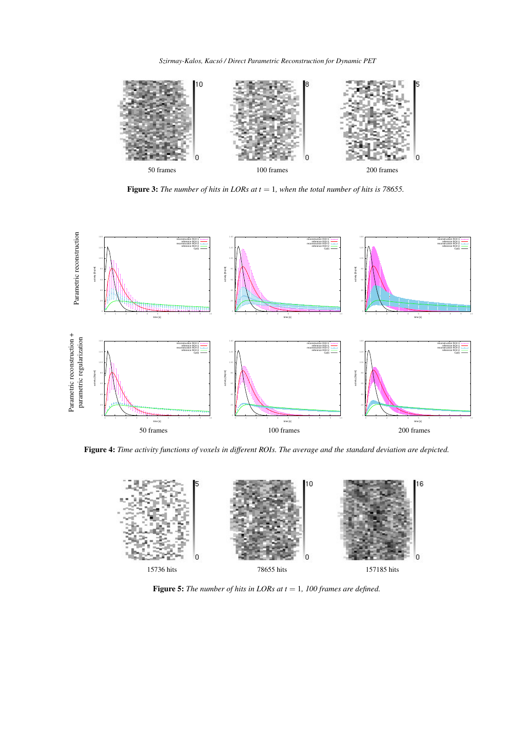50 frames　　100 frames　　200 frames

**Figure 3:** *The number of hits in LORs at $t = 1$, when the total number of hits is 78655.*

50 frames　　100 frames　　200 frames

**Figure 4:** *Time activity functions of voxels in different ROIs. The average and the standard deviation are depicted.*

15736 hits　　78655 hits　　157185 hits

**Figure 5:** *The number of hits in LORs at $t = 1$, 100 frames are defined.*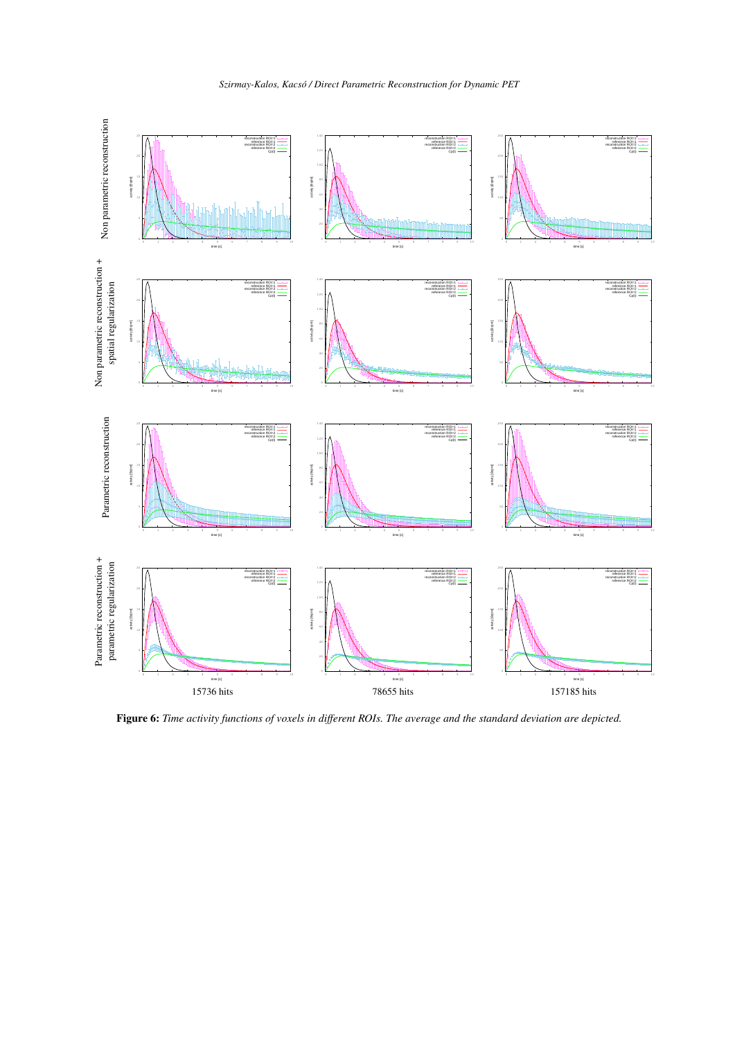Non parametric reconstruction

Non parametric reconstruction + spatial regularization

Parametric reconstruction

Parametric reconstruction + parametric regularization

15736 hits | 78655 hits | 157185 hits

**Figure 6:** *Time activity functions of voxels in different ROIs. The average and the standard deviation are depicted.*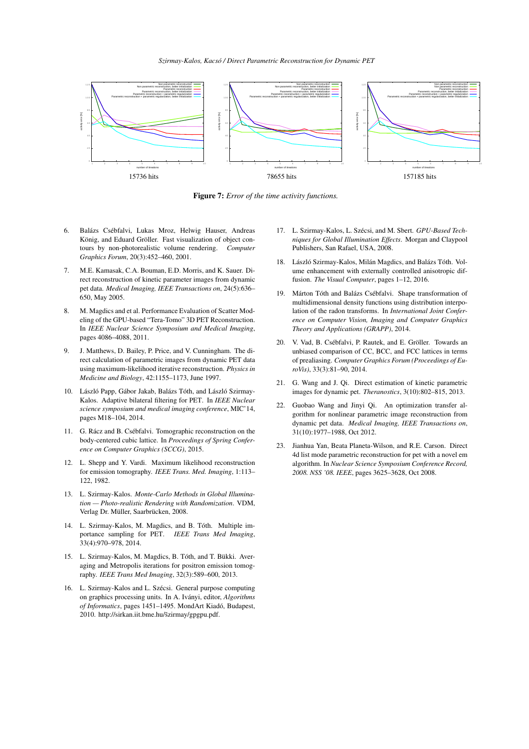15736 hits

78655 hits

157185 hits

**Figure 7:** *Error of the time activity functions.*

6. Balázs Csébfalvi, Lukas Mroz, Helwig Hauser, Andreas König, and Eduard Gröller. Fast visualization of object contours by non-photorealistic volume rendering. *Computer Graphics Forum*, 20(3):452–460, 2001.

7. M.E. Kamasak, C.A. Bouman, E.D. Morris, and K. Sauer. Direct reconstruction of kinetic parameter images from dynamic pet data. *Medical Imaging, IEEE Transactions on*, 24(5):636–650, May 2005.

8. M. Magdics and et al. Performance Evaluation of Scatter Modeling of the GPU-based "Tera-Tomo" 3D PET Reconstruction. In *IEEE Nuclear Science Symposium and Medical Imaging*, pages 4086–4088, 2011.

9. J. Matthews, D. Bailey, P. Price, and V. Cunningham. The direct calculation of parametric images from dynamic PET data using maximum-likelihood iterative reconstruction. *Physics in Medicine and Biology*, 42:1155–1173, June 1997.

10. László Papp, Gábor Jakab, Balázs Tóth, and László Szirmay-Kalos. Adaptive bilateral filtering for PET. In *IEEE Nuclear science symposium and medical imaging conference*, MIC'14, pages M18–104, 2014.

11. G. Rácz and B. Csébfalvi. Tomographic reconstruction on the body-centered cubic lattice. In *Proceedings of Spring Conference on Computer Graphics (SCCG)*, 2015.

12. L. Shepp and Y. Vardi. Maximum likelihood reconstruction for emission tomography. *IEEE Trans. Med. Imaging*, 1:113–122, 1982.

13. L. Szirmay-Kalos. *Monte-Carlo Methods in Global Illumination — Photo-realistic Rendering with Randomization*. VDM, Verlag Dr. Müller, Saarbrücken, 2008.

14. L. Szirmay-Kalos, M. Magdics, and B. Tóth. Multiple importance sampling for PET. *IEEE Trans Med Imaging*, 33(4):970–978, 2014.

15. L. Szirmay-Kalos, M. Magdics, B. Tóth, and T. Bükki. Averaging and Metropolis iterations for positron emission tomography. *IEEE Trans Med Imaging*, 32(3):589–600, 2013.

16. L. Szirmay-Kalos and L. Szécsi. General purpose computing on graphics processing units. In A. Iványi, editor, *Algorithms of Informatics*, pages 1451–1495. MondArt Kiadó, Budapest, 2010. http://sirkan.iit.bme.hu/szirmay/gpgpu.pdf.

17. L. Szirmay-Kalos, L. Szécsi, and M. Sbert. *GPU-Based Techniques for Global Illumination Effects*. Morgan and Claypool Publishers, San Rafael, USA, 2008.

18. László Szirmay-Kalos, Milán Magdics, and Balázs Tóth. Volume enhancement with externally controlled anisotropic diffusion. *The Visual Computer*, pages 1–12, 2016.

19. Márton Tóth and Balázs Csébfalvi. Shape transformation of multidimensional density functions using distribution interpolation of the radon transforms. In *International Joint Conference on Computer Vision, Imaging and Computer Graphics Theory and Applications (GRAPP)*, 2014.

20. V. Vad, B. Csébfalvi, P. Rautek, and E. Gröller. Towards an unbiased comparison of CC, BCC, and FCC lattices in terms of prealiasing. *Computer Graphics Forum (Proceedings of EuroVis)*, 33(3):81–90, 2014.

21. G. Wang and J. Qi. Direct estimation of kinetic parametric images for dynamic pet. *Theranostics*, 3(10):802–815, 2013.

22. Guobao Wang and Jinyi Qi. An optimization transfer algorithm for nonlinear parametric image reconstruction from dynamic pet data. *Medical Imaging, IEEE Transactions on*, 31(10):1977–1988, Oct 2012.

23. Jianhua Yan, Beata Planeta-Wilson, and R.E. Carson. Direct 4d list mode parametric reconstruction for pet with a novel em algorithm. In *Nuclear Science Symposium Conference Record, 2008. NSS '08. IEEE*, pages 3625–3628, Oct 2008.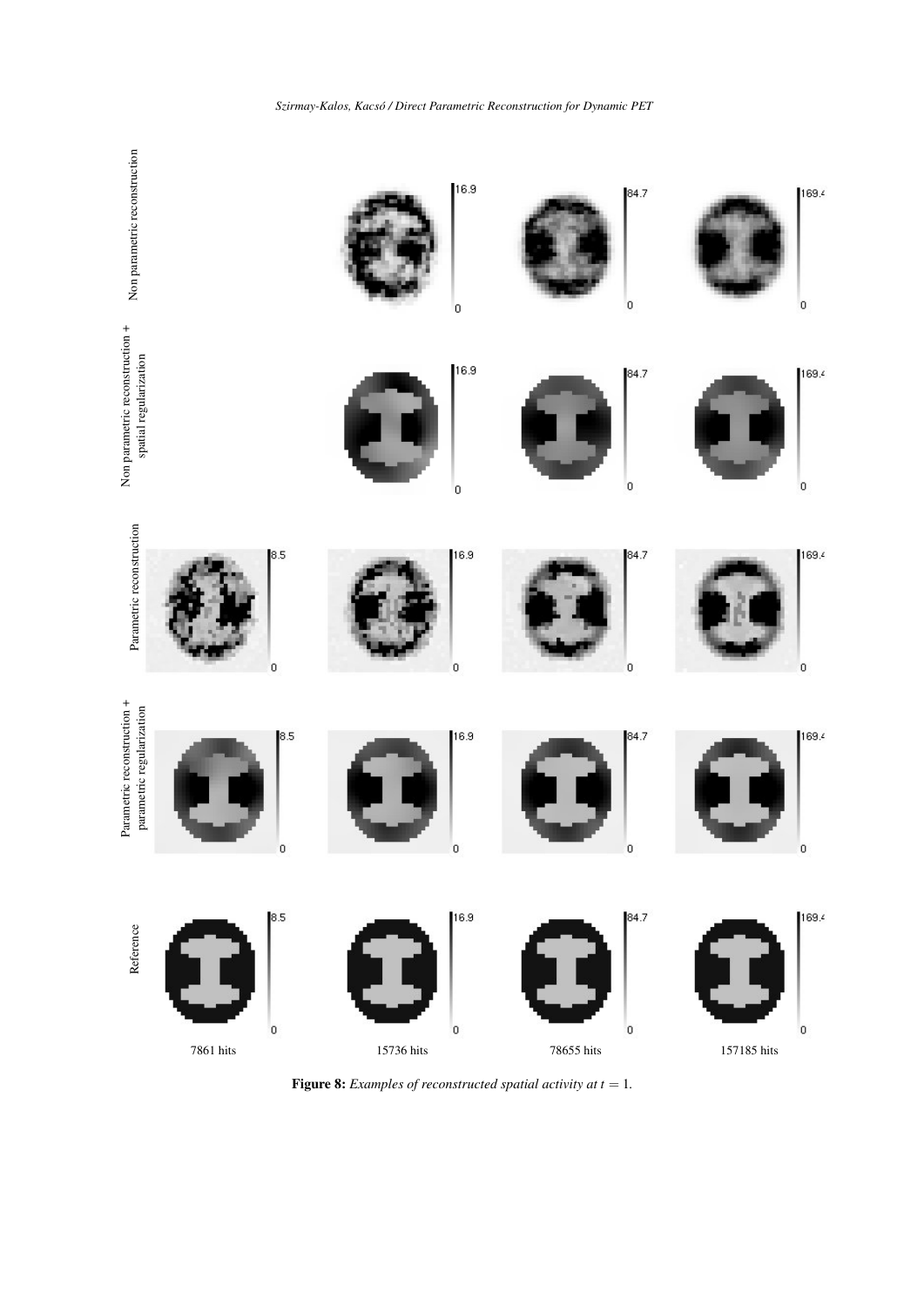Non parametric reconstruction

Non parametric reconstruction + spatial regularization

Parametric reconstruction

Parametric reconstruction + parametric regularization

Reference

8.5

0

16.9

0

84.7

0

169.4

0

7861 hits

15736 hits

78655 hits

157185 hits

**Figure 8:** *Examples of reconstructed spatial activity at $t = 1$.*